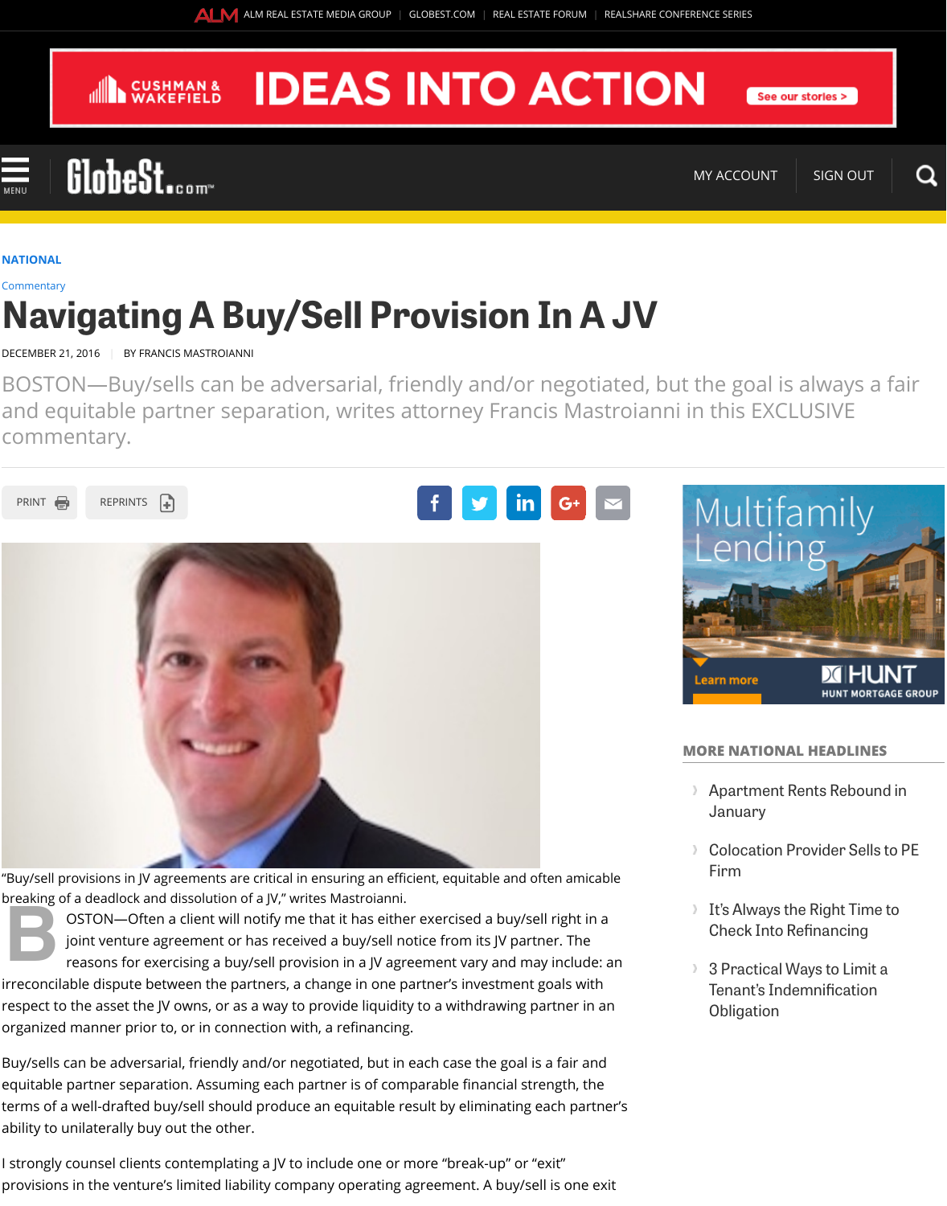NATIONAL

Commentary

# Navigating A Buy/Sell Provision In A JV

DECEMBER 21, 2016 BY FRANCIS MASTROIANNI

BOSTON—Buy/sells can be adversarial, friendly and/or negotiated, but the goal is always a fair and equitable partner separation, writes attorney Francis Mastroianni in this EXCLUSIVE commentary.

"Buy/sell provisions in JV agreements are critical in ensuring an efficient, equitable and often amicable breaking of a deadlock and dissolution of a JV," writes Mastroianni.

BOSTON—Often a client will notify me that it has either exercised a buy/sell right in a joint venture agreement or has received a buy/sell notice from its JV partner. The reasons for exercising a buy/sell provision in a JV agreement vary and may include: an irreconcilable dispute between the partners, a change in one partner's investment goals with respect to the asset the JV owns, or as a way to provide liquidity to a withdrawing partner in an organized manner prior to, or in connection with, a refinancing.

Buy/sells can be adversarial, friendly and/or negotiated, but in each case the goal is a fair and equitable partner separation. Assuming each partner is of comparable financial strength, the terms of a well-drafted buy/sell should produce an equitable result by eliminating each partner's ability to unilaterally buy out the other.

I strongly counsel clients contemplating a JV to include one or more "break-up" or "exit" provisions in the venture's limited liability company operating agreement. A buy/sell is one exit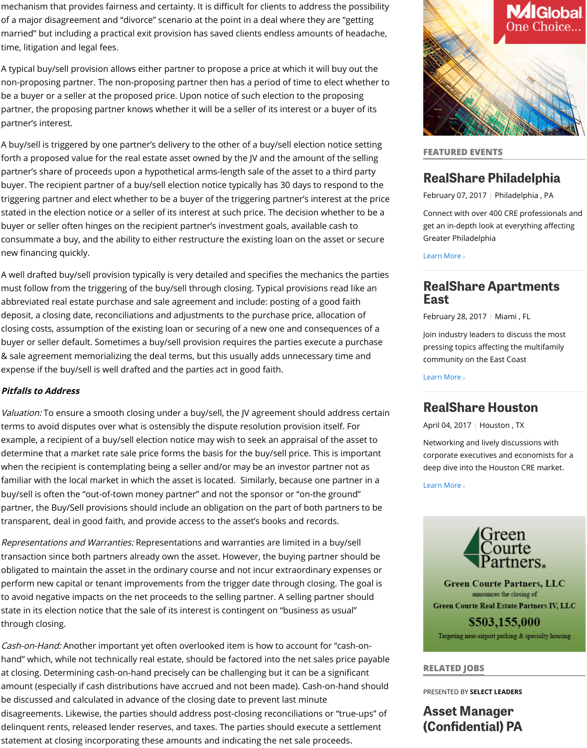mechanism that provides fairness and certainty. It is difficult for clients to address the possibility of a major disagreement and "divorce" scenario at the point in a deal where they are "getting married" but including a practical exit provision has saved clients endless amounts of headache, time, litigation and legal fees.

A typical buy/sell provision allows either partner to propose a price at which it will buy out the non-proposing partner. The non-proposing partner then has a period of time to elect whether to be a buyer or a seller at the proposed price. Upon notice of such election to the proposing partner, the proposing partner knows whether it will be a seller of its interest or a buyer of its partner's interest.

A buy/sell is triggered by one partner's delivery to the other of a buy/sell election notice setting forth a proposed value for the real estate asset owned by the JV and the amount of the selling partner's share of proceeds upon a hypothetical arms-length sale of the asset to a third party buyer. The recipient partner of a buy/sell election notice typically has 30 days to respond to the triggering partner and elect whether to be a buyer of the triggering partner's interest at the price stated in the election notice or a seller of its interest at such price. The decision whether to be a buyer or seller often hinges on the recipient partner's investment goals, available cash to consummate a buy, and the ability to either restructure the existing loan on the asset or secure new financing quickly.

A well drafted buy/sell provision typically is very detailed and specifies the mechanics the parties must follow from the triggering of the buy/sell through closing. Typical provisions read like an abbreviated real estate purchase and sale agreement and include: posting of a good faith deposit, a closing date, reconciliations and adjustments to the purchase price, allocation of closing costs, assumption of the existing loan or securing of a new one and consequences of a buyer or seller default. Sometimes a buy/sell provision requires the parties execute a purchase & sale agreement memorializing the deal terms, but this usually adds unnecessary time and expense if the buy/sell is well drafted and the parties act in good faith.

***Pitfalls to Address***

*Valuation:* To ensure a smooth closing under a buy/sell, the JV agreement should address certain terms to avoid disputes over what is ostensibly the dispute resolution provision itself. For example, a recipient of a buy/sell election notice may wish to seek an appraisal of the asset to determine that a market rate sale price forms the basis for the buy/sell price. This is important when the recipient is contemplating being a seller and/or may be an investor partner not as familiar with the local market in which the asset is located. Similarly, because one partner in a buy/sell is often the "out-of-town money partner" and not the sponsor or "on-the ground" partner, the Buy/Sell provisions should include an obligation on the part of both partners to be transparent, deal in good faith, and provide access to the asset's books and records.

*Representations and Warranties:* Representations and warranties are limited in a buy/sell transaction since both partners already own the asset. However, the buying partner should be obligated to maintain the asset in the ordinary course and not incur extraordinary expenses or perform new capital or tenant improvements from the trigger date through closing. The goal is to avoid negative impacts on the net proceeds to the selling partner. A selling partner should state in its election notice that the sale of its interest is contingent on "business as usual" through closing.

*Cash-on-Hand:* Another important yet often overlooked item is how to account for "cash-on-hand" which, while not technically real estate, should be factored into the net sales price payable at closing. Determining cash-on-hand precisely can be challenging but it can be a significant amount (especially if cash distributions have accrued and not been made). Cash-on-hand should be discussed and calculated in advance of the closing date to prevent last minute disagreements. Likewise, the parties should address post-closing reconciliations or "true-ups" of delinquent rents, released lender reserves, and taxes. The parties should execute a settlement statement at closing incorporating these amounts and indicating the net sale proceeds.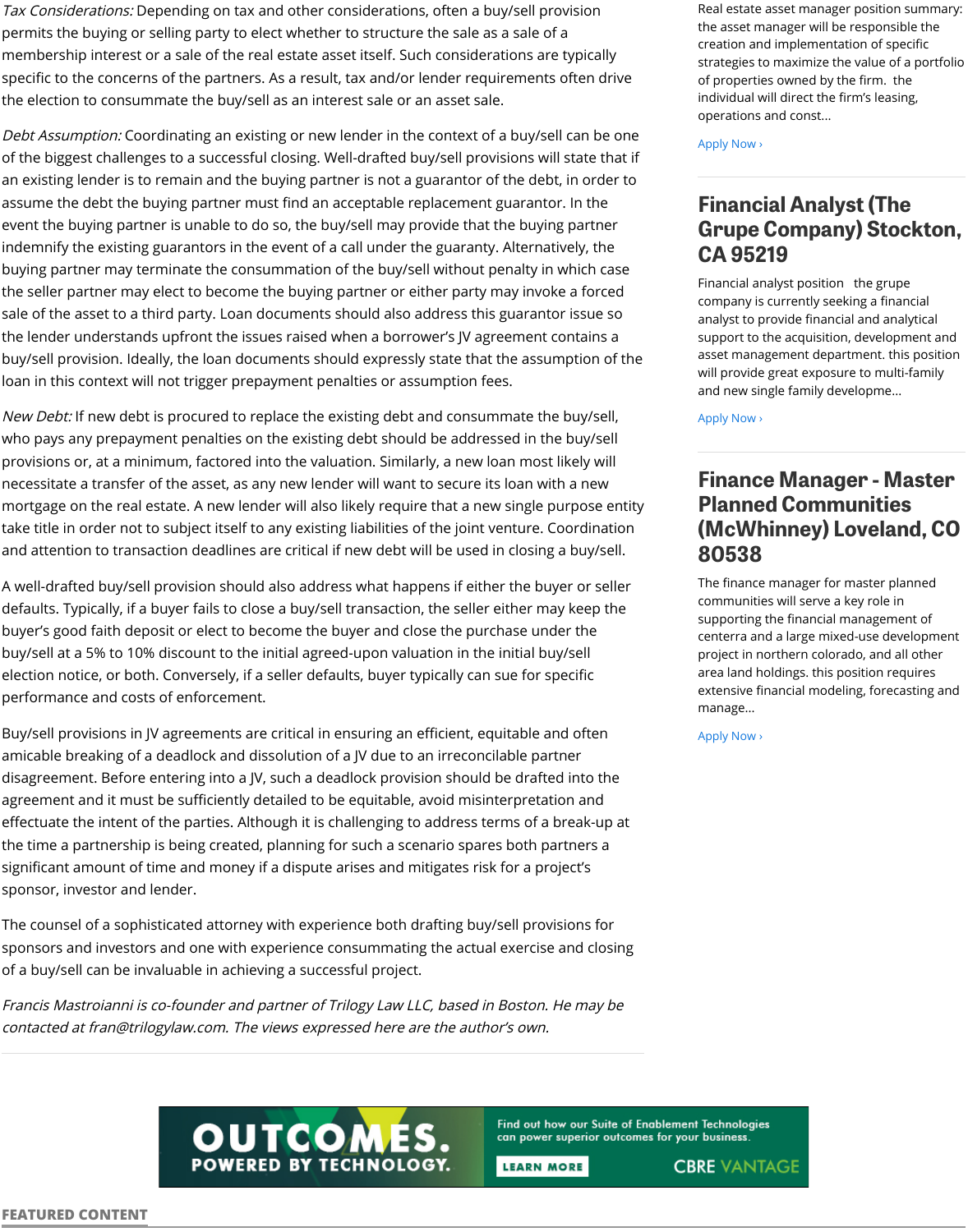*Tax Considerations:* Depending on tax and other considerations, often a buy/sell provision permits the buying or selling party to elect whether to structure the sale as a sale of a membership interest or a sale of the real estate asset itself. Such considerations are typically specific to the concerns of the partners. As a result, tax and/or lender requirements often drive the election to consummate the buy/sell as an interest sale or an asset sale.

*Debt Assumption:* Coordinating an existing or new lender in the context of a buy/sell can be one of the biggest challenges to a successful closing. Well-drafted buy/sell provisions will state that if an existing lender is to remain and the buying partner is not a guarantor of the debt, in order to assume the debt the buying partner must find an acceptable replacement guarantor. In the event the buying partner is unable to do so, the buy/sell may provide that the buying partner indemnify the existing guarantors in the event of a call under the guaranty. Alternatively, the buying partner may terminate the consummation of the buy/sell without penalty in which case the seller partner may elect to become the buying partner or either party may invoke a forced sale of the asset to a third party. Loan documents should also address this guarantor issue so the lender understands upfront the issues raised when a borrower's JV agreement contains a buy/sell provision. Ideally, the loan documents should expressly state that the assumption of the loan in this context will not trigger prepayment penalties or assumption fees.

*New Debt:* If new debt is procured to replace the existing debt and consummate the buy/sell, who pays any prepayment penalties on the existing debt should be addressed in the buy/sell provisions or, at a minimum, factored into the valuation. Similarly, a new loan most likely will necessitate a transfer of the asset, as any new lender will want to secure its loan with a new mortgage on the real estate. A new lender will also likely require that a new single purpose entity take title in order not to subject itself to any existing liabilities of the joint venture. Coordination and attention to transaction deadlines are critical if new debt will be used in closing a buy/sell.

A well-drafted buy/sell provision should also address what happens if either the buyer or seller defaults. Typically, if a buyer fails to close a buy/sell transaction, the seller either may keep the buyer's good faith deposit or elect to become the buyer and close the purchase under the buy/sell at a 5% to 10% discount to the initial agreed-upon valuation in the initial buy/sell election notice, or both. Conversely, if a seller defaults, buyer typically can sue for specific performance and costs of enforcement.

Buy/sell provisions in JV agreements are critical in ensuring an efficient, equitable and often amicable breaking of a deadlock and dissolution of a JV due to an irreconcilable partner disagreement. Before entering into a JV, such a deadlock provision should be drafted into the agreement and it must be sufficiently detailed to be equitable, avoid misinterpretation and effectuate the intent of the parties. Although it is challenging to address terms of a break-up at the time a partnership is being created, planning for such a scenario spares both partners a significant amount of time and money if a dispute arises and mitigates risk for a project's sponsor, investor and lender.

The counsel of a sophisticated attorney with experience both drafting buy/sell provisions for sponsors and investors and one with experience consummating the actual exercise and closing of a buy/sell can be invaluable in achieving a successful project.

*Francis Mastroianni is co-founder and partner of Trilogy Law LLC, based in Boston. He may be contacted at fran@trilogylaw.com. The views expressed here are the author's own.*

Real estate asset manager position summary: the asset manager will be responsible the creation and implementation of specific strategies to maximize the value of a portfolio of properties owned by the firm. the individual will direct the firm's leasing, operations and const...

Apply Now ›

## Financial Analyst (The Grupe Company) Stockton, CA 95219

Financial analyst position the grupe company is currently seeking a financial analyst to provide financial and analytical support to the acquisition, development and asset management department. this position will provide great exposure to multi-family and new single family developme...

Apply Now ›

## Finance Manager - Master Planned Communities (McWhinney) Loveland, CO 80538

The finance manager for master planned communities will serve a key role in supporting the financial management of centerra and a large mixed-use development project in northern colorado, and all other area land holdings. this position requires extensive financial modeling, forecasting and manage...

Apply Now ›

OUTCOMES. POWERED BY TECHNOLOGY. Find out how our Suite of Enablement Technologies can power superior outcomes for your business. LEARN MORE CBRE VANTAGE

FEATURED CONTENT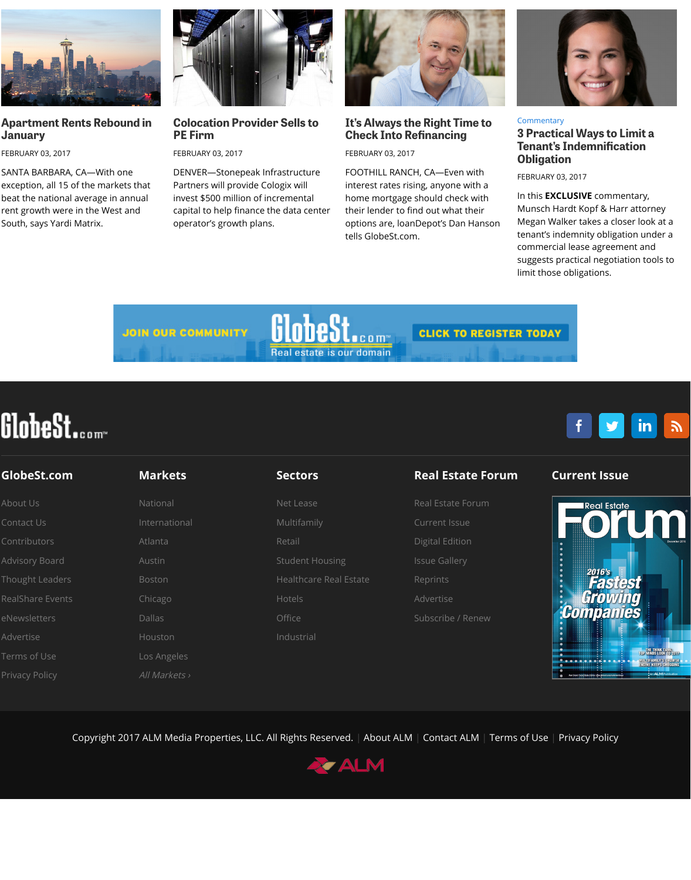### Apartment Rents Rebound in January

FEBRUARY 03, 2017

SANTA BARBARA, CA—With one exception, all 15 of the markets that beat the national average in annual rent growth were in the West and South, says Yardi Matrix.

### Colocation Provider Sells to PE Firm

FEBRUARY 03, 2017

DENVER—Stonepeak Infrastructure Partners will provide Cologix will invest $500 million of incremental capital to help finance the data center operator's growth plans.

### It's Always the Right Time to Check Into Refinancing

FEBRUARY 03, 2017

FOOTHILL RANCH, CA—Even with interest rates rising, anyone with a home mortgage should check with their lender to find out what their options are, loanDepot's Dan Hanson tells GlobeSt.com.

Commentary

### 3 Practical Ways to Limit a Tenant's Indemnification Obligation

FEBRUARY 03, 2017

In this **EXCLUSIVE** commentary, Munsch Hardt Kopf & Harr attorney Megan Walker takes a closer look at a tenant's indemnity obligation under a commercial lease agreement and suggests practical negotiation tools to limit those obligations.

JOIN OUR COMMUNITY GlobeSt.com Real estate is our domain CLICK TO REGISTER TODAY

GlobeSt.com

**GlobeSt.com**

- About Us
- Contact Us
- Contributors
- Advisory Board
- Thought Leaders
- RealShare Events
- eNewsletters
- Advertise
- Terms of Use
- Privacy Policy

**Markets**

- National
- International
- Atlanta
- Austin
- Boston
- Chicago
- Dallas
- Houston
- Los Angeles
- *All Markets ›*

**Sectors**

- Net Lease
- Multifamily
- Retail
- Student Housing
- Healthcare Real Estate
- Hotels
- Office
- Industrial

**Real Estate Forum**

- Real Estate Forum
- Current Issue
- Digital Edition
- Issue Gallery
- Reprints
- Advertise
- Subscribe / Renew

**Current Issue**

Real Estate Forum — 2016's Fastest Growing Companies

Copyright 2017 ALM Media Properties, LLC. All Rights Reserved. | About ALM | Contact ALM | Terms of Use | Privacy Policy

ALM